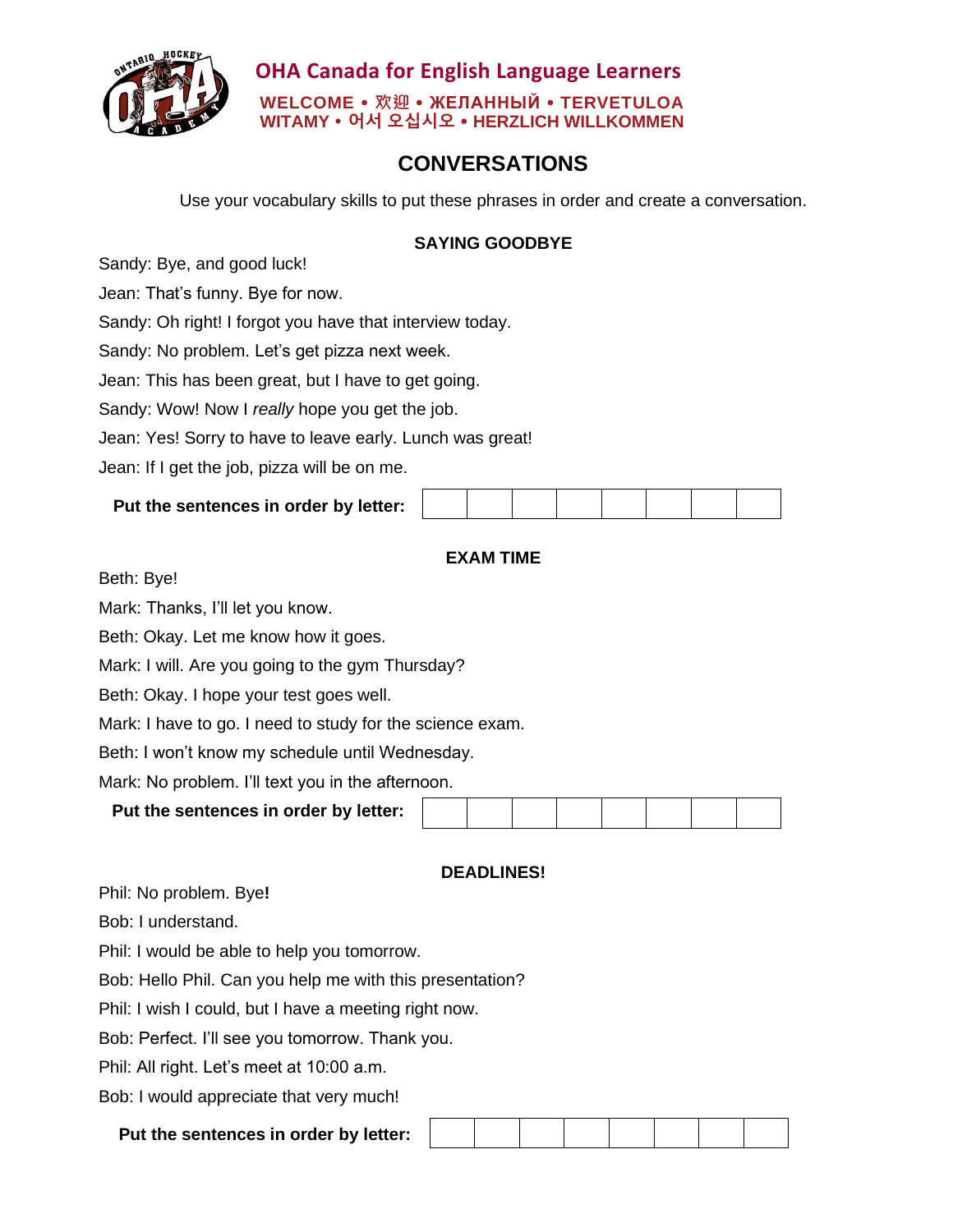## OHA Canada for English Language Learners

**WELCOME • 欢迎 • ЖЕЛАННЫЙ • TERVETULOA WITAMY • 어서 오십시오 • HERZLICH WILLKOMMEN**

# CONVERSATIONS

Use your vocabulary skills to put these phrases in order and create a conversation.

### SAYING GOODBYE

Sandy: Bye, and good luck!

Jean: That's funny. Bye for now.

Sandy: Oh right! I forgot you have that interview today.

Sandy: No problem. Let's get pizza next week.

Jean: This has been great, but I have to get going.

Sandy: Wow! Now I *really* hope you get the job.

Jean: Yes! Sorry to have to leave early. Lunch was great!

Jean: If I get the job, pizza will be on me.

**Put the sentences in order by letter:**

| | | | | | | | |
|---|---|---|---|---|---|---|---|
| | | | | | | | |

### EXAM TIME

Beth: Bye!

Mark: Thanks, I'll let you know.

Beth: Okay. Let me know how it goes.

Mark: I will. Are you going to the gym Thursday?

Beth: Okay. I hope your test goes well.

Mark: I have to go. I need to study for the science exam.

Beth: I won't know my schedule until Wednesday.

Mark: No problem. I'll text you in the afternoon.

**Put the sentences in order by letter:**

| | | | | | | | |
|---|---|---|---|---|---|---|---|
| | | | | | | | |

### DEADLINES!

Phil: No problem. Bye**!**

Bob: I understand.

Phil: I would be able to help you tomorrow.

Bob: Hello Phil. Can you help me with this presentation?

Phil: I wish I could, but I have a meeting right now.

Bob: Perfect. I'll see you tomorrow. Thank you.

Phil: All right. Let's meet at 10:00 a.m.

Bob: I would appreciate that very much!

**Put the sentences in order by letter:**

| | | | | | | | |
|---|---|---|---|---|---|---|---|
| | | | | | | | |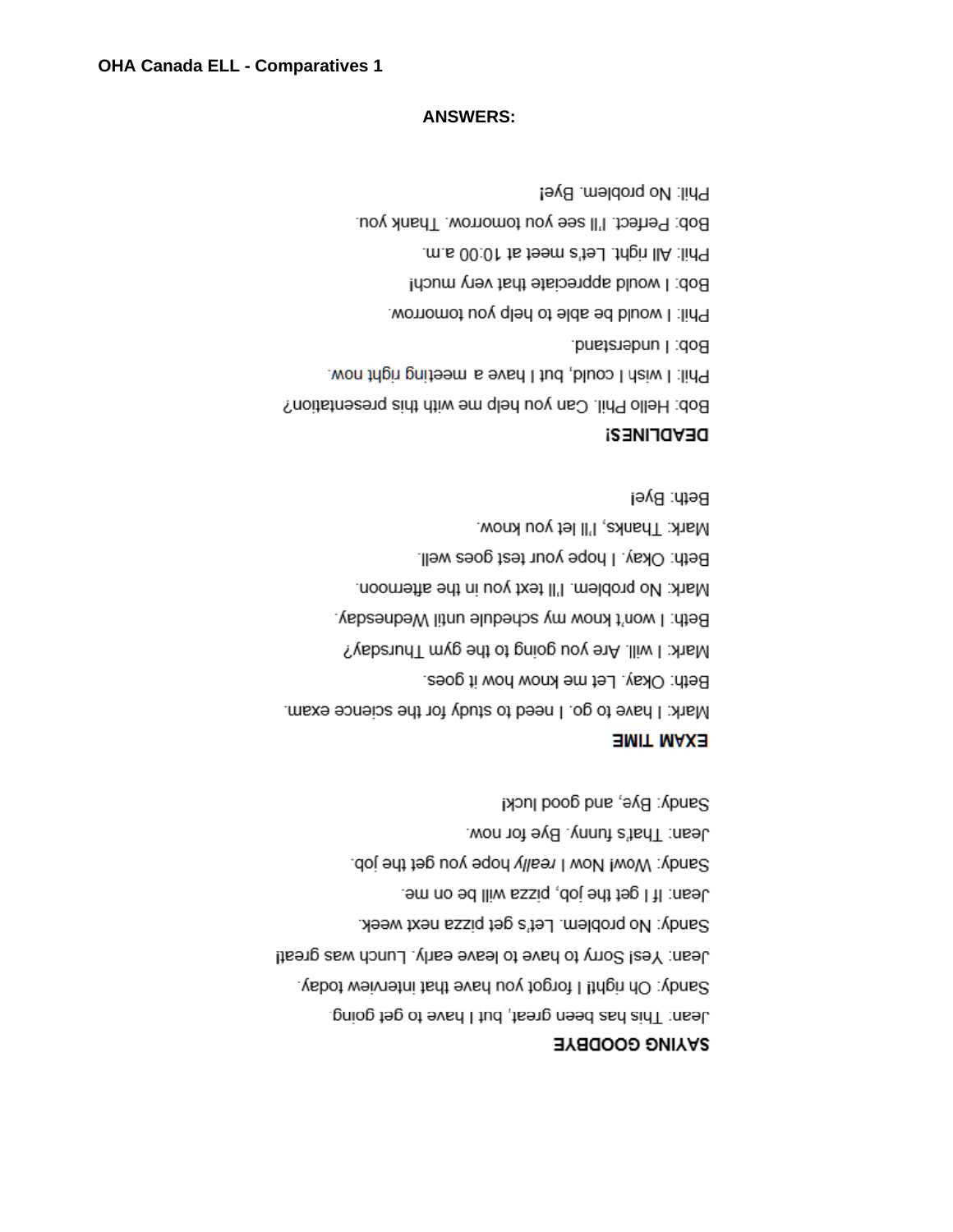**OHA Canada ELL - Comparatives 1**

**ANSWERS:**

**SAYING GOODBYE**

Jean: This has been great, but I have to get going.

Sandy: Oh right! I forgot you have that interview today.

Jean: Yes! Sorry to have to leave early. Lunch was great!

Sandy: No problem. Let's get pizza next week.

Jean: If I get the job, pizza will be on me.

Sandy: Wow! Now I *really* hope you get the job.

Jean: That's funny. Bye for now.

Sandy: Bye, and good luck!

**EXAM TIME**

Mark: I have to go. I need to study for the science exam.

Beth: Okay. Let me know how it goes.

Mark: I will. Are you going to the gym Thursday?

Beth: I won't know my schedule until Wednesday.

Mark: No problem. I'll text you in the afternoon.

Beth: Okay. I hope your test goes well.

Mark: Thanks, I'll let you know.

Beth: Bye!

**DEADLINES!**

Bob: Hello Phil. Can you help me with this presentation?

Phil: I wish I could, but I have a meeting right now.

Bob: I understand.

Phil: I would be able to help you tomorrow.

Bob: I would appreciate that very much!

Phil: All right. Let's meet at 10:00 a.m.

Bob: Perfect. I'll see you tomorrow. Thank you.

Phil: No problem. Bye!